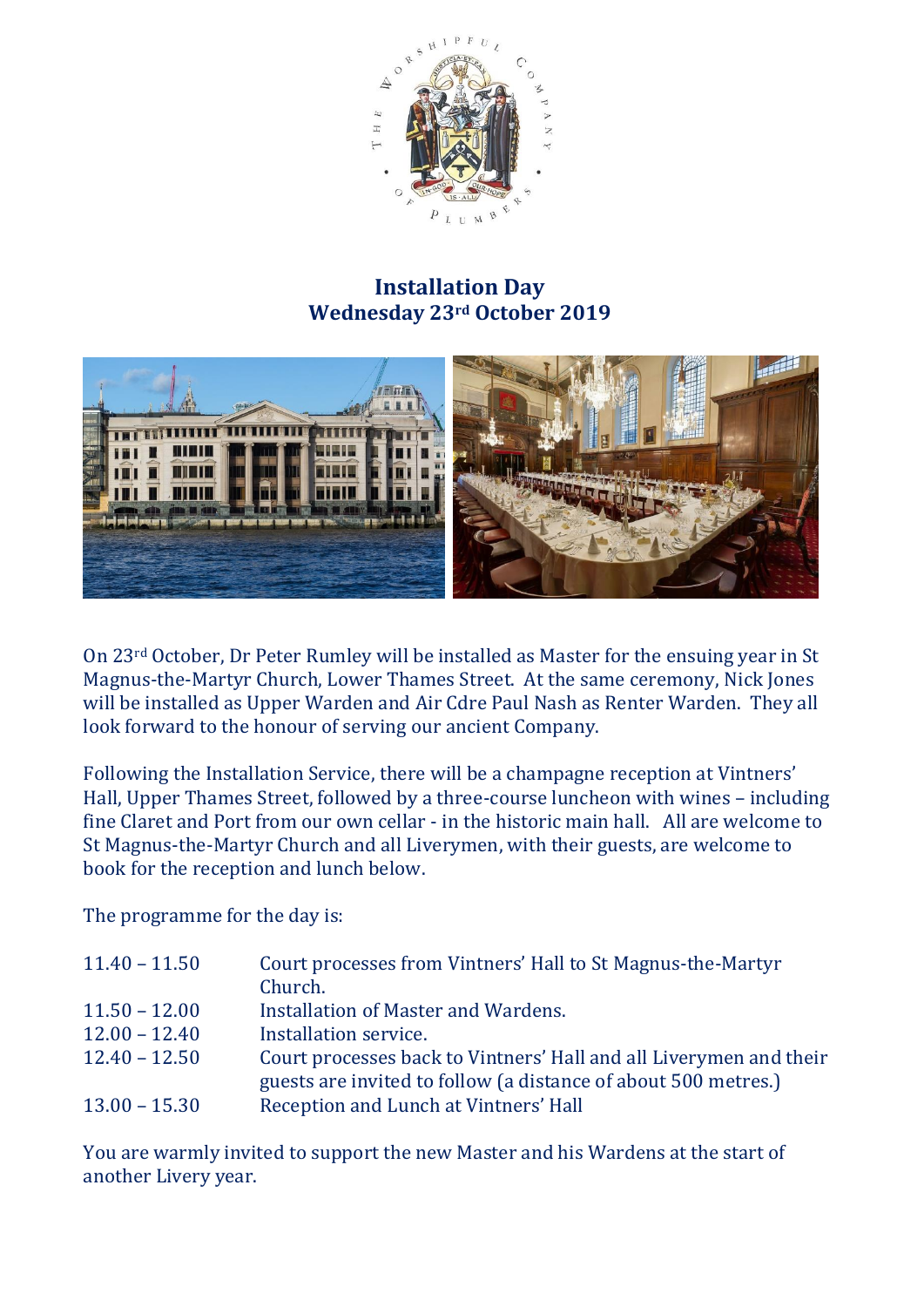# Installation Day
## Wednesday 23rd October 2019

On 23rd October, Dr Peter Rumley will be installed as Master for the ensuing year in St Magnus-the-Martyr Church, Lower Thames Street. At the same ceremony, Nick Jones will be installed as Upper Warden and Air Cdre Paul Nash as Renter Warden. They all look forward to the honour of serving our ancient Company.

Following the Installation Service, there will be a champagne reception at Vintners' Hall, Upper Thames Street, followed by a three-course luncheon with wines – including fine Claret and Port from our own cellar - in the historic main hall. All are welcome to St Magnus-the-Martyr Church and all Liverymen, with their guests, are welcome to book for the reception and lunch below.

The programme for the day is:

| | |
|---|---|
| 11.40 – 11.50 | Court processes from Vintners' Hall to St Magnus-the-Martyr Church. |
| 11.50 – 12.00 | Installation of Master and Wardens. |
| 12.00 – 12.40 | Installation service. |
| 12.40 – 12.50 | Court processes back to Vintners' Hall and all Liverymen and their guests are invited to follow (a distance of about 500 metres.) |
| 13.00 – 15.30 | Reception and Lunch at Vintners' Hall |

You are warmly invited to support the new Master and his Wardens at the start of another Livery year.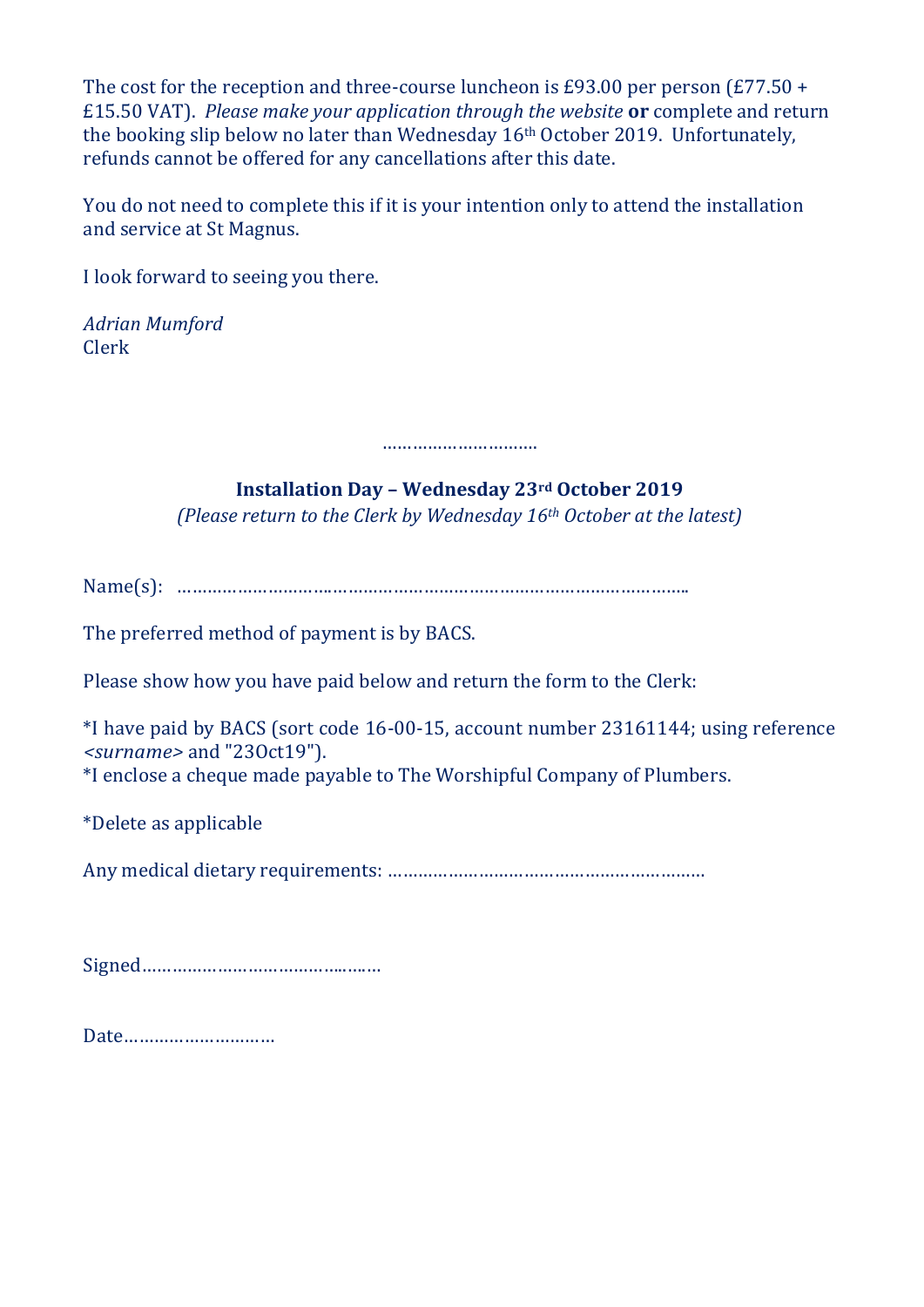The cost for the reception and three-course luncheon is £93.00 per person (£77.50 + £15.50 VAT). *Please make your application through the website* **or** complete and return the booking slip below no later than Wednesday 16th October 2019. Unfortunately, refunds cannot be offered for any cancellations after this date.

You do not need to complete this if it is your intention only to attend the installation and service at St Magnus.

I look forward to seeing you there.

*Adrian Mumford*
Clerk

…………………………

**Installation Day – Wednesday 23rd October 2019**

*(Please return to the Clerk by Wednesday 16th October at the latest)*

Name(s): ……………………………………………………………………………………..

The preferred method of payment is by BACS.

Please show how you have paid below and return the form to the Clerk:

*I have paid by BACS (sort code 16-00-15, account number 23161144; using reference *<surname>* and "23Oct19").
*I enclose a cheque made payable to The Worshipful Company of Plumbers.

*Delete as applicable

Any medical dietary requirements: ………………………………………………………

Signed………………………………………

Date…………………………